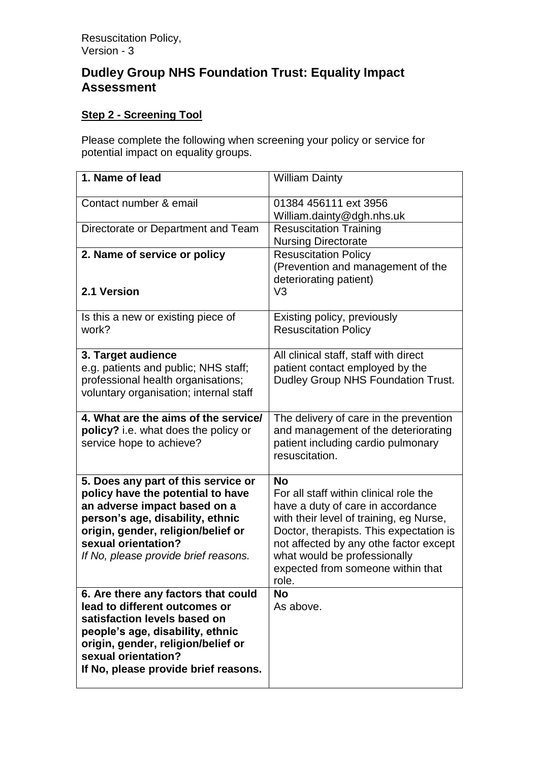Resuscitation Policy,
Version - 3

# Dudley Group NHS Foundation Trust: Equality Impact Assessment

**Step 2 - Screening Tool**

Please complete the following when screening your policy or service for potential impact on equality groups.

| | |
|---|---|
| **1. Name of lead** | William Dainty |
| Contact number & email | 01384 456111 ext 3956<br>William.dainty@dgh.nhs.uk |
| Directorate or Department and Team | Resuscitation Training<br>Nursing Directorate |
| **2. Name of service or policy**<br><br>**2.1 Version** | Resuscitation Policy<br>(Prevention and management of the deteriorating patient)<br>V3 |
| Is this a new or existing piece of work? | Existing policy, previously Resuscitation Policy |
| **3. Target audience**<br>e.g. patients and public; NHS staff; professional health organisations; voluntary organisation; internal staff | All clinical staff, staff with direct patient contact employed by the Dudley Group NHS Foundation Trust. |
| **4. What are the aims of the service/ policy?** i.e. what does the policy or service hope to achieve? | The delivery of care in the prevention and management of the deteriorating patient including cardio pulmonary resuscitation. |
| **5. Does any part of this service or policy have the potential to have an adverse impact based on a person's age, disability, ethnic origin, gender, religion/belief or sexual orientation?**<br>*If No, please provide brief reasons.* | **No**<br>For all staff within clinical role the have a duty of care in accordance with their level of training, eg Nurse, Doctor, therapists. This expectation is not affected by any othe factor except what would be professionally expected from someone within that role. |
| **6. Are there any factors that could lead to different outcomes or satisfaction levels based on people's age, disability, ethnic origin, gender, religion/belief or sexual orientation?**<br>**If No, please provide brief reasons.** | **No**<br>As above. |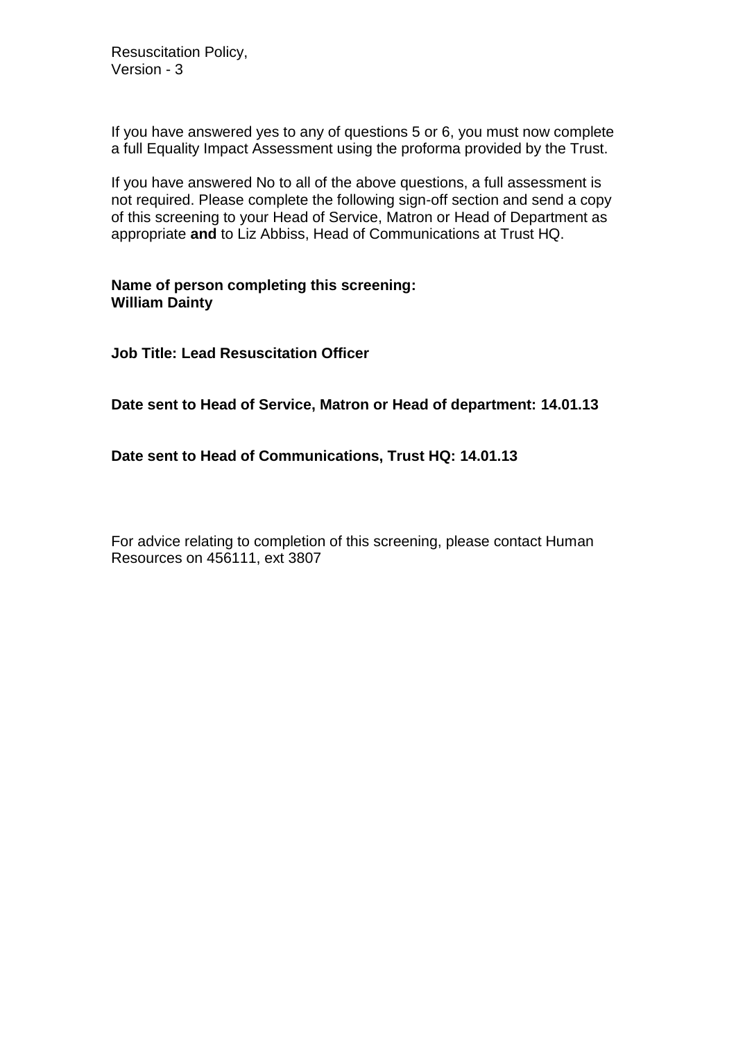If you have answered yes to any of questions 5 or 6, you must now complete a full Equality Impact Assessment using the proforma provided by the Trust.

If you have answered No to all of the above questions, a full assessment is not required. Please complete the following sign-off section and send a copy of this screening to your Head of Service, Matron or Head of Department as appropriate **and** to Liz Abbiss, Head of Communications at Trust HQ.

**Name of person completing this screening:**
**William Dainty**

**Job Title: Lead Resuscitation Officer**

**Date sent to Head of Service, Matron or Head of department: 14.01.13**

**Date sent to Head of Communications, Trust HQ: 14.01.13**

For advice relating to completion of this screening, please contact Human Resources on 456111, ext 3807